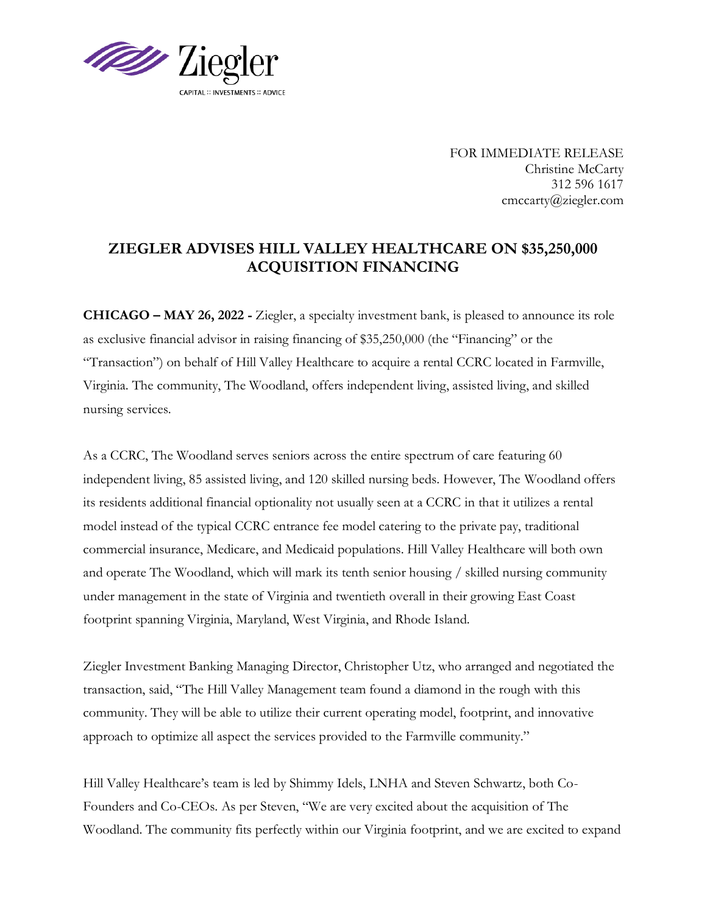Ziegler

CAPITAL :: INVESTMENTS :: ADVICE

FOR IMMEDIATE RELEASE
Christine McCarty
312 596 1617
cmccarty@ziegler.com

# ZIEGLER ADVISES HILL VALLEY HEALTHCARE ON $35,250,000 ACQUISITION FINANCING

**CHICAGO – MAY 26, 2022 -** Ziegler, a specialty investment bank, is pleased to announce its role as exclusive financial advisor in raising financing of $35,250,000 (the "Financing" or the "Transaction") on behalf of Hill Valley Healthcare to acquire a rental CCRC located in Farmville, Virginia. The community, The Woodland, offers independent living, assisted living, and skilled nursing services.

As a CCRC, The Woodland serves seniors across the entire spectrum of care featuring 60 independent living, 85 assisted living, and 120 skilled nursing beds. However, The Woodland offers its residents additional financial optionality not usually seen at a CCRC in that it utilizes a rental model instead of the typical CCRC entrance fee model catering to the private pay, traditional commercial insurance, Medicare, and Medicaid populations. Hill Valley Healthcare will both own and operate The Woodland, which will mark its tenth senior housing / skilled nursing community under management in the state of Virginia and twentieth overall in their growing East Coast footprint spanning Virginia, Maryland, West Virginia, and Rhode Island.

Ziegler Investment Banking Managing Director, Christopher Utz, who arranged and negotiated the transaction, said, "The Hill Valley Management team found a diamond in the rough with this community. They will be able to utilize their current operating model, footprint, and innovative approach to optimize all aspect the services provided to the Farmville community."

Hill Valley Healthcare's team is led by Shimmy Idels, LNHA and Steven Schwartz, both Co-Founders and Co-CEOs. As per Steven, "We are very excited about the acquisition of The Woodland. The community fits perfectly within our Virginia footprint, and we are excited to expand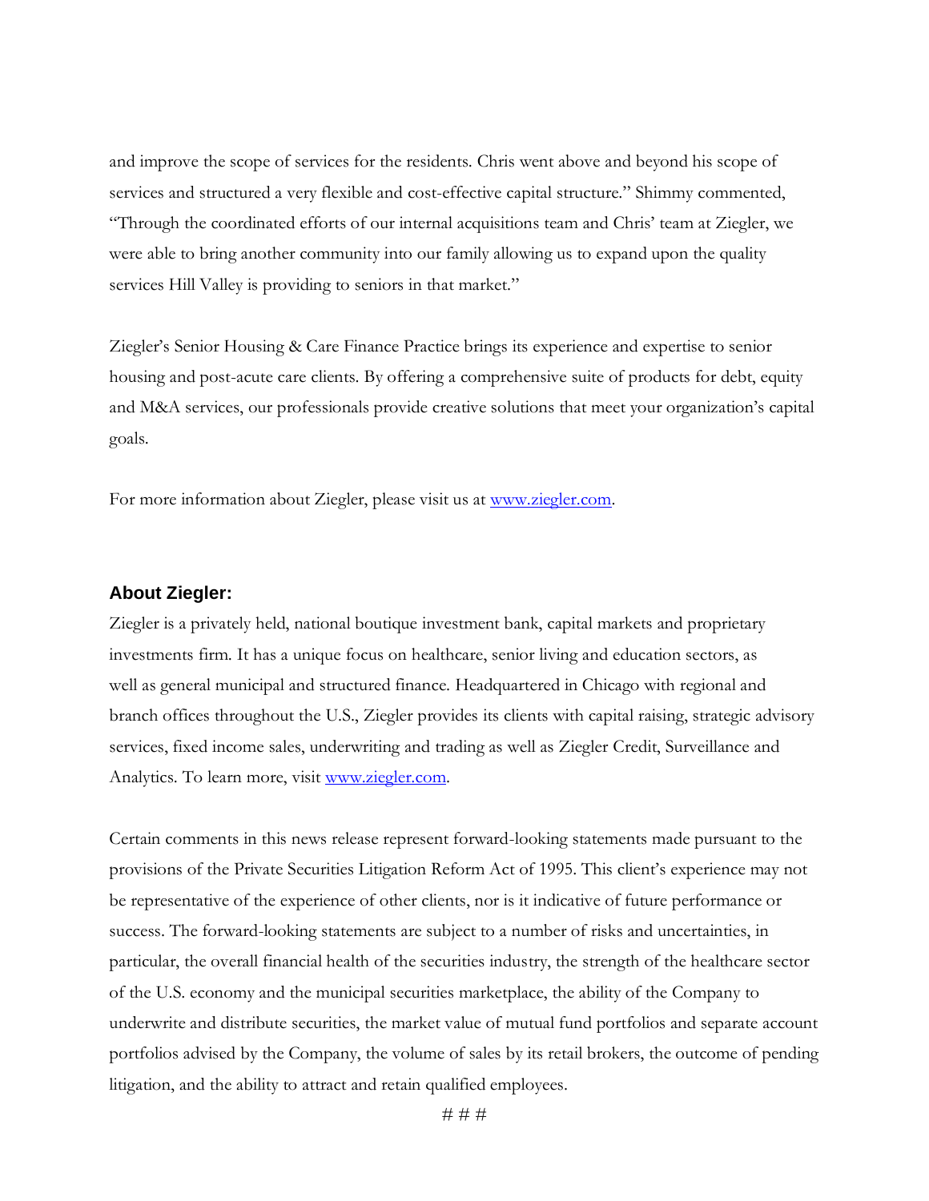and improve the scope of services for the residents. Chris went above and beyond his scope of services and structured a very flexible and cost-effective capital structure." Shimmy commented, "Through the coordinated efforts of our internal acquisitions team and Chris' team at Ziegler, we were able to bring another community into our family allowing us to expand upon the quality services Hill Valley is providing to seniors in that market."

Ziegler's Senior Housing & Care Finance Practice brings its experience and expertise to senior housing and post-acute care clients. By offering a comprehensive suite of products for debt, equity and M&A services, our professionals provide creative solutions that meet your organization's capital goals.

For more information about Ziegler, please visit us at [www.ziegler.com](http://www.ziegler.com).

## About Ziegler:

Ziegler is a privately held, national boutique investment bank, capital markets and proprietary investments firm. It has a unique focus on healthcare, senior living and education sectors, as well as general municipal and structured finance. Headquartered in Chicago with regional and branch offices throughout the U.S., Ziegler provides its clients with capital raising, strategic advisory services, fixed income sales, underwriting and trading as well as Ziegler Credit, Surveillance and Analytics. To learn more, visit [www.ziegler.com](http://www.ziegler.com).

Certain comments in this news release represent forward-looking statements made pursuant to the provisions of the Private Securities Litigation Reform Act of 1995. This client's experience may not be representative of the experience of other clients, nor is it indicative of future performance or success. The forward-looking statements are subject to a number of risks and uncertainties, in particular, the overall financial health of the securities industry, the strength of the healthcare sector of the U.S. economy and the municipal securities marketplace, the ability of the Company to underwrite and distribute securities, the market value of mutual fund portfolios and separate account portfolios advised by the Company, the volume of sales by its retail brokers, the outcome of pending litigation, and the ability to attract and retain qualified employees.

# # #